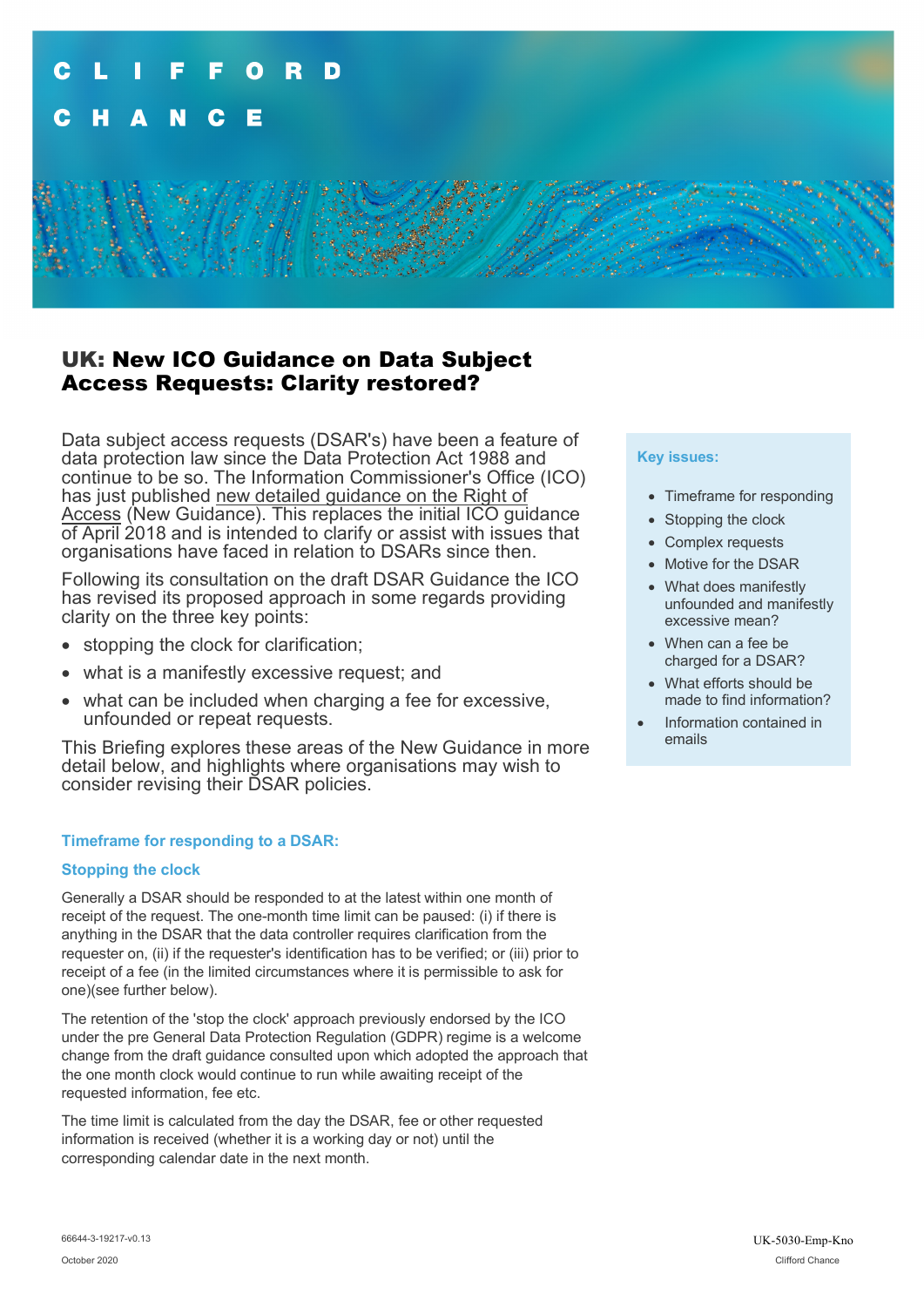# UK: New ICO Guidance on Data Subject Access Requests: Clarity restored?

Data subject access requests (DSAR's) have been a feature of data protection law since the Data Protection Act 1988 and continue to be so. The Information Commissioner's Office (ICO) has just published new detailed guidance on the Right of Access (New Guidance). This replaces the initial ICO guidance of April 2018 and is intended to clarify or assist with issues that organisations have faced in relation to DSARs since then.

Following its consultation on the draft DSAR Guidance the ICO has revised its proposed approach in some regards providing clarity on the three key points:

- stopping the clock for clarification;
- what is a manifestly excessive request; and
- what can be included when charging a fee for excessive, unfounded or repeat requests.

This Briefing explores these areas of the New Guidance in more detail below, and highlights where organisations may wish to consider revising their DSAR policies.

**Key issues:**

- Timeframe for responding
- Stopping the clock
- Complex requests
- Motive for the DSAR
- What does manifestly unfounded and manifestly excessive mean?
- When can a fee be charged for a DSAR?
- What efforts should be made to find information?
- Information contained in emails

### Timeframe for responding to a DSAR:

#### Stopping the clock

Generally a DSAR should be responded to at the latest within one month of receipt of the request. The one-month time limit can be paused: (i) if there is anything in the DSAR that the data controller requires clarification from the requester on, (ii) if the requester's identification has to be verified; or (iii) prior to receipt of a fee (in the limited circumstances where it is permissible to ask for one)(see further below).

The retention of the 'stop the clock' approach previously endorsed by the ICO under the pre General Data Protection Regulation (GDPR) regime is a welcome change from the draft guidance consulted upon which adopted the approach that the one month clock would continue to run while awaiting receipt of the requested information, fee etc.

The time limit is calculated from the day the DSAR, fee or other requested information is received (whether it is a working day or not) until the corresponding calendar date in the next month.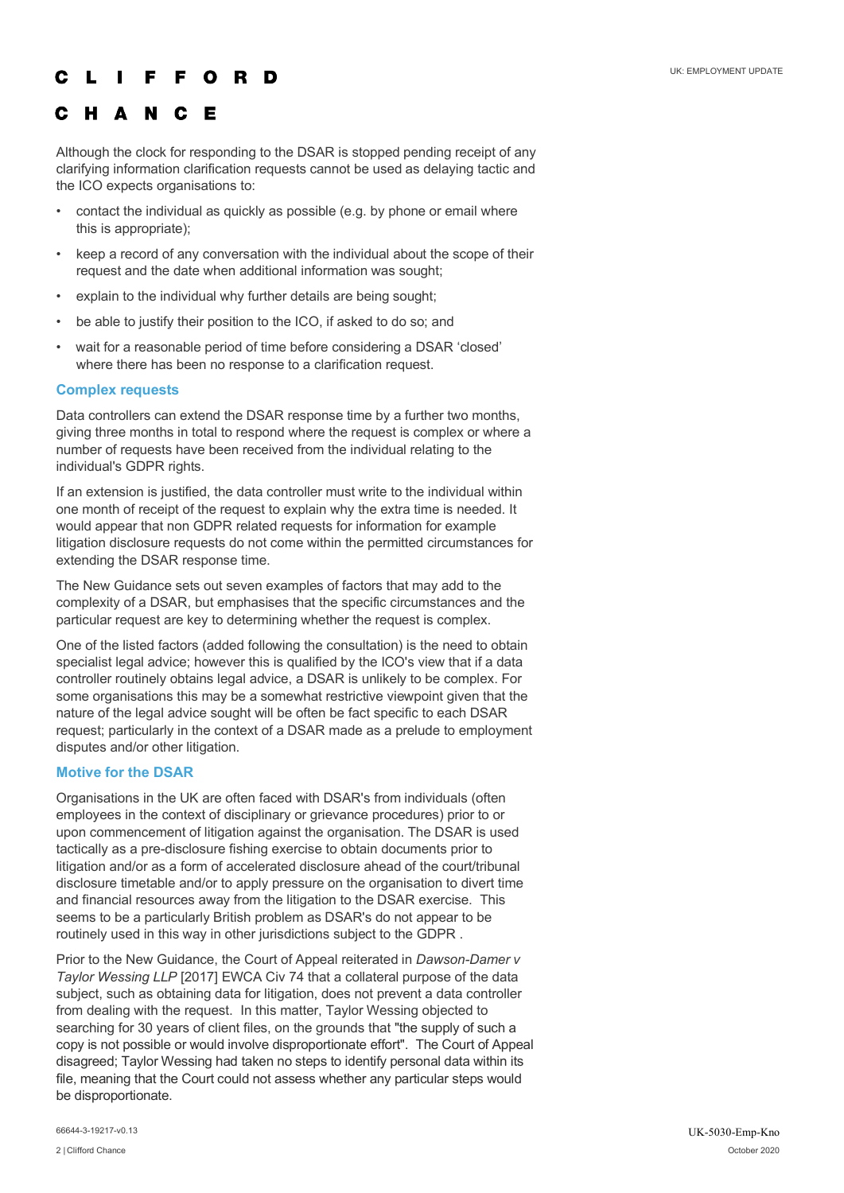Although the clock for responding to the DSAR is stopped pending receipt of any clarifying information clarification requests cannot be used as delaying tactic and the ICO expects organisations to:

- contact the individual as quickly as possible (e.g. by phone or email where this is appropriate);
- keep a record of any conversation with the individual about the scope of their request and the date when additional information was sought;
- explain to the individual why further details are being sought;
- be able to justify their position to the ICO, if asked to do so; and
- wait for a reasonable period of time before considering a DSAR 'closed' where there has been no response to a clarification request.

### Complex requests

Data controllers can extend the DSAR response time by a further two months, giving three months in total to respond where the request is complex or where a number of requests have been received from the individual relating to the individual's GDPR rights.

If an extension is justified, the data controller must write to the individual within one month of receipt of the request to explain why the extra time is needed. It would appear that non GDPR related requests for information for example litigation disclosure requests do not come within the permitted circumstances for extending the DSAR response time.

The New Guidance sets out seven examples of factors that may add to the complexity of a DSAR, but emphasises that the specific circumstances and the particular request are key to determining whether the request is complex.

One of the listed factors (added following the consultation) is the need to obtain specialist legal advice; however this is qualified by the ICO's view that if a data controller routinely obtains legal advice, a DSAR is unlikely to be complex. For some organisations this may be a somewhat restrictive viewpoint given that the nature of the legal advice sought will be often be fact specific to each DSAR request; particularly in the context of a DSAR made as a prelude to employment disputes and/or other litigation.

### Motive for the DSAR

Organisations in the UK are often faced with DSAR's from individuals (often employees in the context of disciplinary or grievance procedures) prior to or upon commencement of litigation against the organisation. The DSAR is used tactically as a pre-disclosure fishing exercise to obtain documents prior to litigation and/or as a form of accelerated disclosure ahead of the court/tribunal disclosure timetable and/or to apply pressure on the organisation to divert time and financial resources away from the litigation to the DSAR exercise. This seems to be a particularly British problem as DSAR's do not appear to be routinely used in this way in other jurisdictions subject to the GDPR .

Prior to the New Guidance, the Court of Appeal reiterated in *Dawson-Damer v Taylor Wessing LLP* [2017] EWCA Civ 74 that a collateral purpose of the data subject, such as obtaining data for litigation, does not prevent a data controller from dealing with the request. In this matter, Taylor Wessing objected to searching for 30 years of client files, on the grounds that "the supply of such a copy is not possible or would involve disproportionate effort". The Court of Appeal disagreed; Taylor Wessing had taken no steps to identify personal data within its file, meaning that the Court could not assess whether any particular steps would be disproportionate.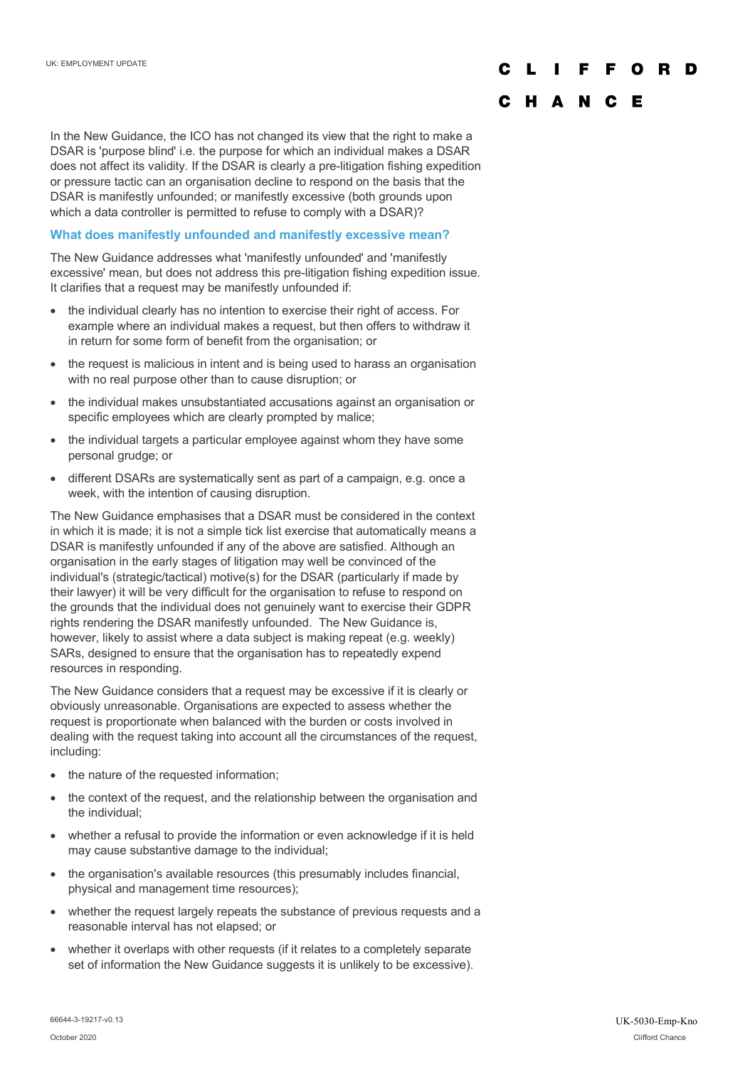In the New Guidance, the ICO has not changed its view that the right to make a DSAR is 'purpose blind' i.e. the purpose for which an individual makes a DSAR does not affect its validity. If the DSAR is clearly a pre-litigation fishing expedition or pressure tactic can an organisation decline to respond on the basis that the DSAR is manifestly unfounded; or manifestly excessive (both grounds upon which a data controller is permitted to refuse to comply with a DSAR)?

### What does manifestly unfounded and manifestly excessive mean?

The New Guidance addresses what 'manifestly unfounded' and 'manifestly excessive' mean, but does not address this pre-litigation fishing expedition issue. It clarifies that a request may be manifestly unfounded if:

- the individual clearly has no intention to exercise their right of access. For example where an individual makes a request, but then offers to withdraw it in return for some form of benefit from the organisation; or
- the request is malicious in intent and is being used to harass an organisation with no real purpose other than to cause disruption; or
- the individual makes unsubstantiated accusations against an organisation or specific employees which are clearly prompted by malice;
- the individual targets a particular employee against whom they have some personal grudge; or
- different DSARs are systematically sent as part of a campaign, e.g. once a week, with the intention of causing disruption.

The New Guidance emphasises that a DSAR must be considered in the context in which it is made; it is not a simple tick list exercise that automatically means a DSAR is manifestly unfounded if any of the above are satisfied. Although an organisation in the early stages of litigation may well be convinced of the individual's (strategic/tactical) motive(s) for the DSAR (particularly if made by their lawyer) it will be very difficult for the organisation to refuse to respond on the grounds that the individual does not genuinely want to exercise their GDPR rights rendering the DSAR manifestly unfounded. The New Guidance is, however, likely to assist where a data subject is making repeat (e.g. weekly) SARs, designed to ensure that the organisation has to repeatedly expend resources in responding.

The New Guidance considers that a request may be excessive if it is clearly or obviously unreasonable. Organisations are expected to assess whether the request is proportionate when balanced with the burden or costs involved in dealing with the request taking into account all the circumstances of the request, including:

- the nature of the requested information;
- the context of the request, and the relationship between the organisation and the individual;
- whether a refusal to provide the information or even acknowledge if it is held may cause substantive damage to the individual;
- the organisation's available resources (this presumably includes financial, physical and management time resources);
- whether the request largely repeats the substance of previous requests and a reasonable interval has not elapsed; or
- whether it overlaps with other requests (if it relates to a completely separate set of information the New Guidance suggests it is unlikely to be excessive).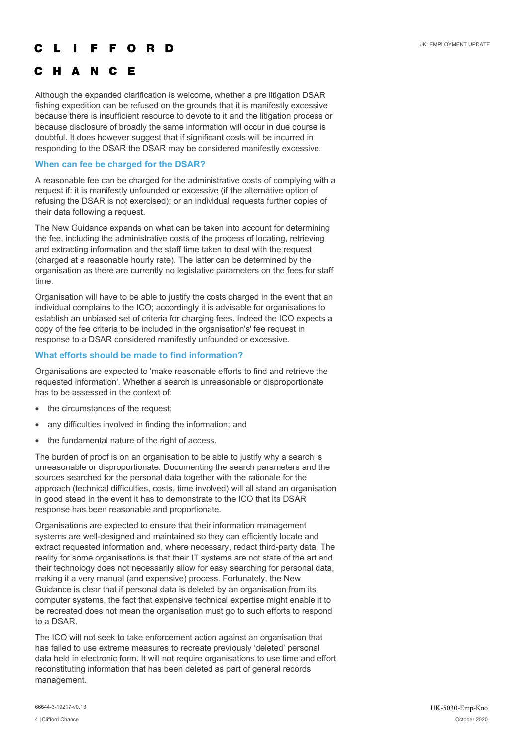Although the expanded clarification is welcome, whether a pre litigation DSAR fishing expedition can be refused on the grounds that it is manifestly excessive because there is insufficient resource to devote to it and the litigation process or because disclosure of broadly the same information will occur in due course is doubtful. It does however suggest that if significant costs will be incurred in responding to the DSAR the DSAR may be considered manifestly excessive.

### When can fee be charged for the DSAR?

A reasonable fee can be charged for the administrative costs of complying with a request if: it is manifestly unfounded or excessive (if the alternative option of refusing the DSAR is not exercised); or an individual requests further copies of their data following a request.

The New Guidance expands on what can be taken into account for determining the fee, including the administrative costs of the process of locating, retrieving and extracting information and the staff time taken to deal with the request (charged at a reasonable hourly rate). The latter can be determined by the organisation as there are currently no legislative parameters on the fees for staff time.

Organisation will have to be able to justify the costs charged in the event that an individual complains to the ICO; accordingly it is advisable for organisations to establish an unbiased set of criteria for charging fees. Indeed the ICO expects a copy of the fee criteria to be included in the organisation's' fee request in response to a DSAR considered manifestly unfounded or excessive.

### What efforts should be made to find information?

Organisations are expected to 'make reasonable efforts to find and retrieve the requested information'. Whether a search is unreasonable or disproportionate has to be assessed in the context of:

- the circumstances of the request;
- any difficulties involved in finding the information; and
- the fundamental nature of the right of access.

The burden of proof is on an organisation to be able to justify why a search is unreasonable or disproportionate. Documenting the search parameters and the sources searched for the personal data together with the rationale for the approach (technical difficulties, costs, time involved) will all stand an organisation in good stead in the event it has to demonstrate to the ICO that its DSAR response has been reasonable and proportionate.

Organisations are expected to ensure that their information management systems are well-designed and maintained so they can efficiently locate and extract requested information and, where necessary, redact third-party data. The reality for some organisations is that their IT systems are not state of the art and their technology does not necessarily allow for easy searching for personal data, making it a very manual (and expensive) process. Fortunately, the New Guidance is clear that if personal data is deleted by an organisation from its computer systems, the fact that expensive technical expertise might enable it to be recreated does not mean the organisation must go to such efforts to respond to a DSAR.

The ICO will not seek to take enforcement action against an organisation that has failed to use extreme measures to recreate previously 'deleted' personal data held in electronic form. It will not require organisations to use time and effort reconstituting information that has been deleted as part of general records management.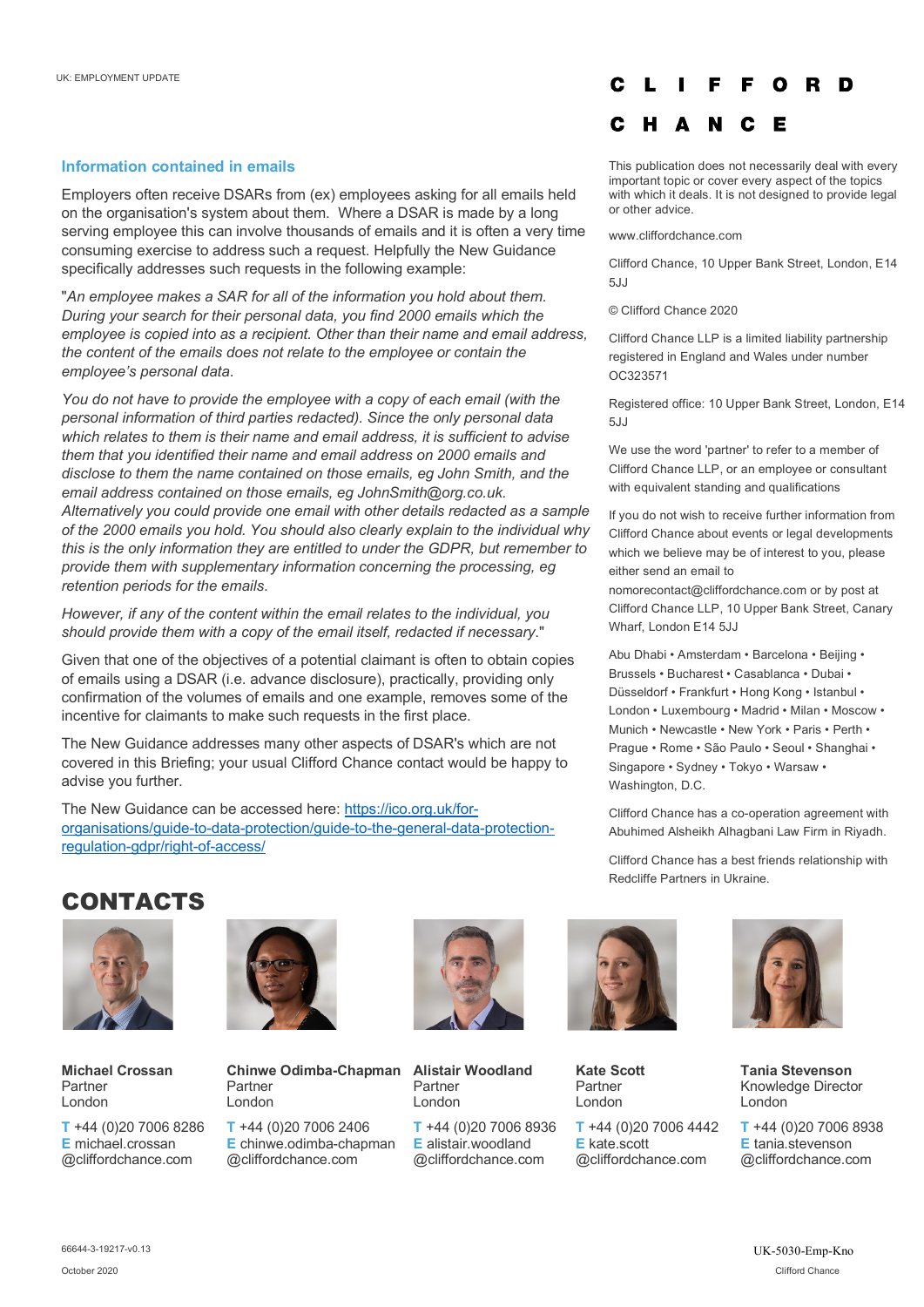## Information contained in emails

Employers often receive DSARs from (ex) employees asking for all emails held on the organisation's system about them. Where a DSAR is made by a long serving employee this can involve thousands of emails and it is often a very time consuming exercise to address such a request. Helpfully the New Guidance specifically addresses such requests in the following example:

"*An employee makes a SAR for all of the information you hold about them. During your search for their personal data, you find 2000 emails which the employee is copied into as a recipient. Other than their name and email address, the content of the emails does not relate to the employee or contain the employee's personal data.*

*You do not have to provide the employee with a copy of each email (with the personal information of third parties redacted). Since the only personal data which relates to them is their name and email address, it is sufficient to advise them that you identified their name and email address on 2000 emails and disclose to them the name contained on those emails, eg John Smith, and the email address contained on those emails, eg JohnSmith@org.co.uk. Alternatively you could provide one email with other details redacted as a sample of the 2000 emails you hold. You should also clearly explain to the individual why this is the only information they are entitled to under the GDPR, but remember to provide them with supplementary information concerning the processing, eg retention periods for the emails.*

*However, if any of the content within the email relates to the individual, you should provide them with a copy of the email itself, redacted if necessary.*"

Given that one of the objectives of a potential claimant is often to obtain copies of emails using a DSAR (i.e. advance disclosure), practically, providing only confirmation of the volumes of emails and one example, removes some of the incentive for claimants to make such requests in the first place.

The New Guidance addresses many other aspects of DSAR's which are not covered in this Briefing; your usual Clifford Chance contact would be happy to advise you further.

The New Guidance can be accessed here: https://ico.org.uk/for-organisations/guide-to-data-protection/guide-to-the-general-data-protection-regulation-gdpr/right-of-access/

# CONTACTS

**Michael Crossan**
Partner
London

T +44 (0)20 7006 8286
E michael.crossan@cliffordchance.com

**Chinwe Odimba-Chapman**
Partner
London

T +44 (0)20 7006 2406
E chinwe.odimba-chapman@cliffordchance.com

**Alistair Woodland**
Partner
London

T +44 (0)20 7006 8936
E alistair.woodland@cliffordchance.com

**Kate Scott**
Partner
London

T +44 (0)20 7006 4442
E kate.scott@cliffordchance.com

**Tania Stevenson**
Knowledge Director
London

T +44 (0)20 7006 8938
E tania.stevenson@cliffordchance.com

This publication does not necessarily deal with every important topic or cover every aspect of the topics with which it deals. It is not designed to provide legal or other advice.

www.cliffordchance.com

Clifford Chance, 10 Upper Bank Street, London, E14 5JJ

© Clifford Chance 2020

Clifford Chance LLP is a limited liability partnership registered in England and Wales under number OC323571

Registered office: 10 Upper Bank Street, London, E14 5JJ

We use the word 'partner' to refer to a member of Clifford Chance LLP, or an employee or consultant with equivalent standing and qualifications

If you do not wish to receive further information from Clifford Chance about events or legal developments which we believe may be of interest to you, please either send an email to nomorecontact@cliffordchance.com or by post at Clifford Chance LLP, 10 Upper Bank Street, Canary Wharf, London E14 5JJ

Abu Dhabi • Amsterdam • Barcelona • Beijing • Brussels • Bucharest • Casablanca • Dubai • Düsseldorf • Frankfurt • Hong Kong • Istanbul • London • Luxembourg • Madrid • Milan • Moscow • Munich • Newcastle • New York • Paris • Perth • Prague • Rome • São Paulo • Seoul • Shanghai • Singapore • Sydney • Tokyo • Warsaw • Washington, D.C.

Clifford Chance has a co-operation agreement with Abuhimed Alsheikh Alhagbani Law Firm in Riyadh.

Clifford Chance has a best friends relationship with Redcliffe Partners in Ukraine.

66644-3-19217-v0.13

October 2020

UK-5030-Emp-Kno